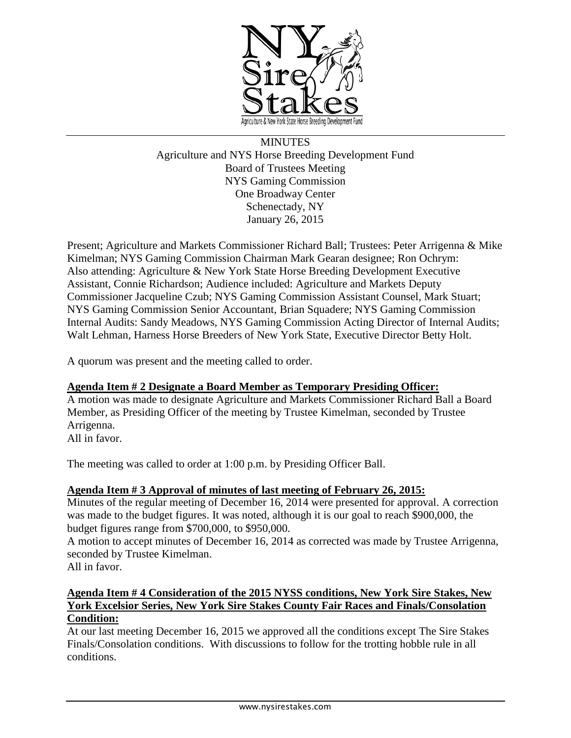MINUTES
Agriculture and NYS Horse Breeding Development Fund
Board of Trustees Meeting
NYS Gaming Commission
One Broadway Center
Schenectady, NY
January 26, 2015

Present; Agriculture and Markets Commissioner Richard Ball; Trustees: Peter Arrigenna & Mike Kimelman; NYS Gaming Commission Chairman Mark Gearan designee; Ron Ochrym: Also attending: Agriculture & New York State Horse Breeding Development Executive Assistant, Connie Richardson; Audience included: Agriculture and Markets Deputy Commissioner Jacqueline Czub; NYS Gaming Commission Assistant Counsel, Mark Stuart; NYS Gaming Commission Senior Accountant, Brian Squadere; NYS Gaming Commission Internal Audits: Sandy Meadows, NYS Gaming Commission Acting Director of Internal Audits; Walt Lehman, Harness Horse Breeders of New York State, Executive Director Betty Holt.

A quorum was present and the meeting called to order.

**Agenda Item # 2 Designate a Board Member as Temporary Presiding Officer:**

A motion was made to designate Agriculture and Markets Commissioner Richard Ball a Board Member, as Presiding Officer of the meeting by Trustee Kimelman, seconded by Trustee Arrigenna.
All in favor.

The meeting was called to order at 1:00 p.m. by Presiding Officer Ball.

**Agenda Item # 3 Approval of minutes of last meeting of February 26, 2015:**

Minutes of the regular meeting of December 16, 2014 were presented for approval. A correction was made to the budget figures. It was noted, although it is our goal to reach $900,000, the budget figures range from $700,000, to $950,000.
A motion to accept minutes of December 16, 2014 as corrected was made by Trustee Arrigenna, seconded by Trustee Kimelman.
All in favor.

**Agenda Item # 4 Consideration of the 2015 NYSS conditions, New York Sire Stakes, New York Excelsior Series, New York Sire Stakes County Fair Races and Finals/Consolation Condition:**

At our last meeting December 16, 2015 we approved all the conditions except The Sire Stakes Finals/Consolation conditions. With discussions to follow for the trotting hobble rule in all conditions.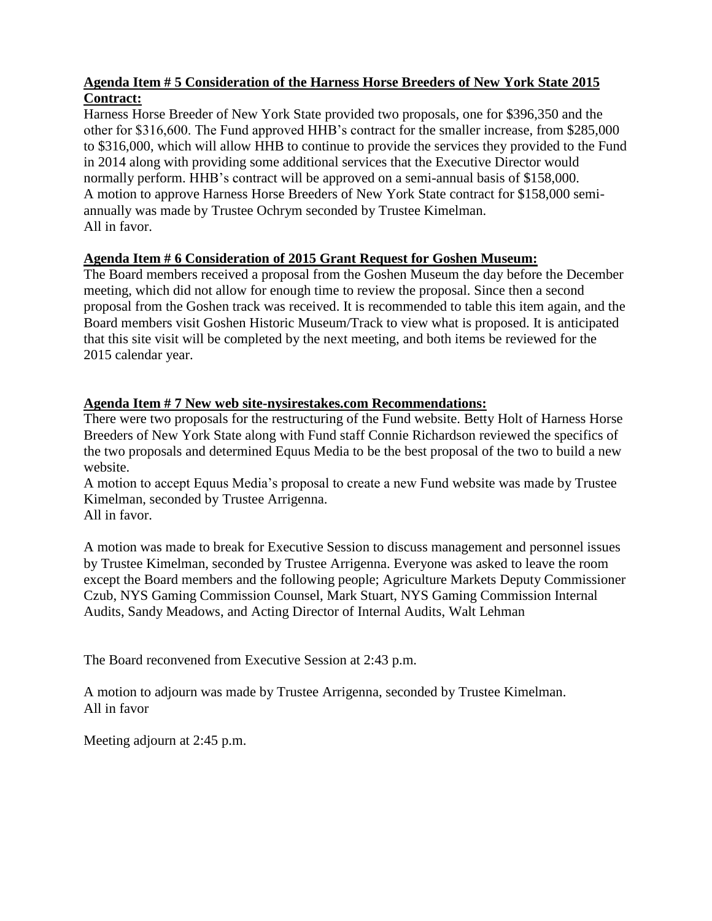**Agenda Item # 5 Consideration of the Harness Horse Breeders of New York State 2015 Contract:**

Harness Horse Breeder of New York State provided two proposals, one for $396,350 and the other for $316,600. The Fund approved HHB's contract for the smaller increase, from $285,000 to $316,000, which will allow HHB to continue to provide the services they provided to the Fund in 2014 along with providing some additional services that the Executive Director would normally perform. HHB's contract will be approved on a semi-annual basis of $158,000.
A motion to approve Harness Horse Breeders of New York State contract for $158,000 semi-annually was made by Trustee Ochrym seconded by Trustee Kimelman.
All in favor.

**Agenda Item # 6 Consideration of 2015 Grant Request for Goshen Museum:**

The Board members received a proposal from the Goshen Museum the day before the December meeting, which did not allow for enough time to review the proposal. Since then a second proposal from the Goshen track was received. It is recommended to table this item again, and the Board members visit Goshen Historic Museum/Track to view what is proposed. It is anticipated that this site visit will be completed by the next meeting, and both items be reviewed for the 2015 calendar year.

**Agenda Item # 7 New web site-nysirestakes.com Recommendations:**

There were two proposals for the restructuring of the Fund website. Betty Holt of Harness Horse Breeders of New York State along with Fund staff Connie Richardson reviewed the specifics of the two proposals and determined Equus Media to be the best proposal of the two to build a new website.
A motion to accept Equus Media's proposal to create a new Fund website was made by Trustee Kimelman, seconded by Trustee Arrigenna.
All in favor.

A motion was made to break for Executive Session to discuss management and personnel issues by Trustee Kimelman, seconded by Trustee Arrigenna. Everyone was asked to leave the room except the Board members and the following people; Agriculture Markets Deputy Commissioner Czub, NYS Gaming Commission Counsel, Mark Stuart, NYS Gaming Commission Internal Audits, Sandy Meadows, and Acting Director of Internal Audits, Walt Lehman

The Board reconvened from Executive Session at 2:43 p.m.

A motion to adjourn was made by Trustee Arrigenna, seconded by Trustee Kimelman.
All in favor

Meeting adjourn at 2:45 p.m.